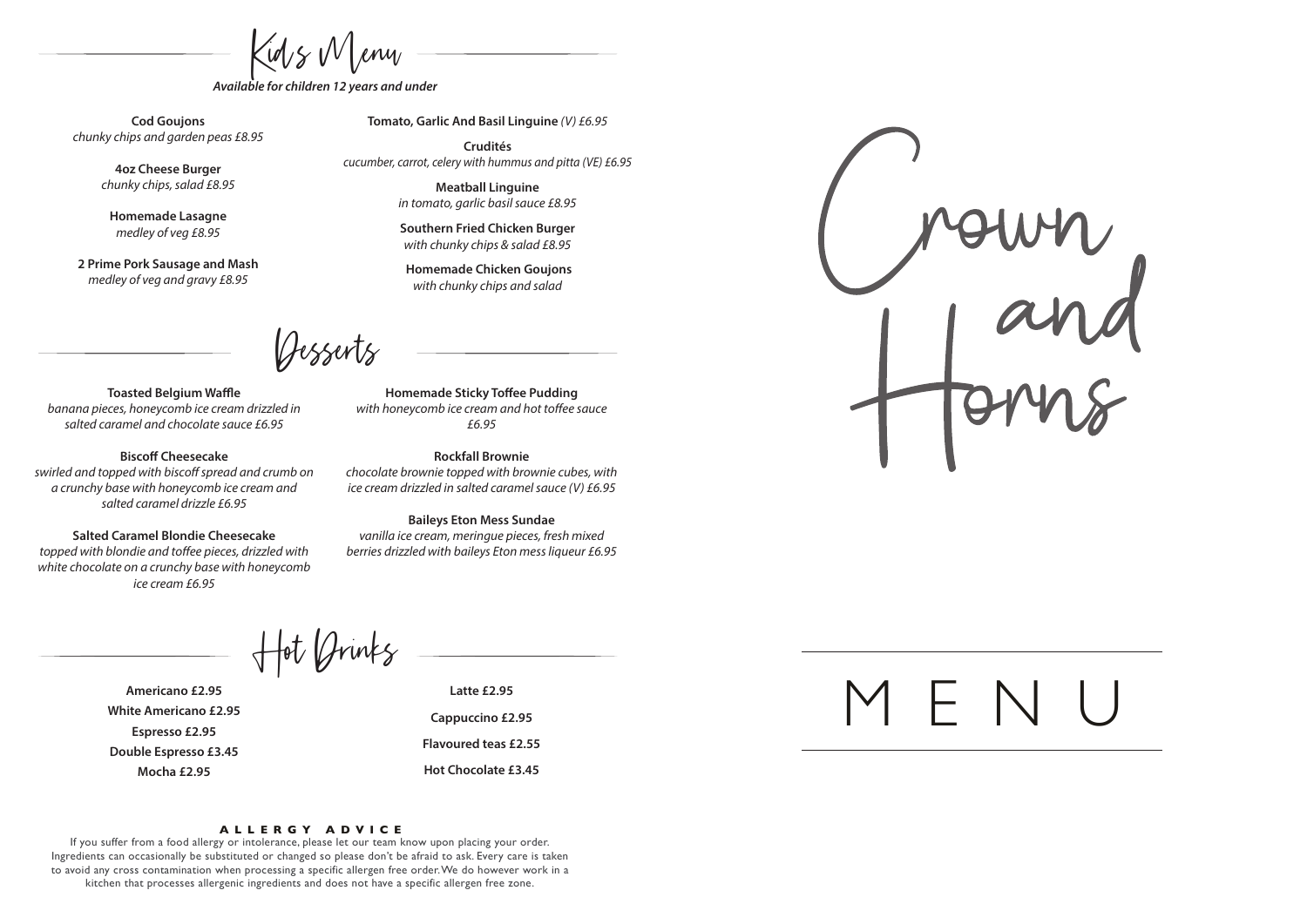## Kid's Menu

***Available for children 12 years and under***

**Cod Goujons**
*chunky chips and garden peas £8.95*

**4oz Cheese Burger**
*chunky chips, salad £8.95*

**Homemade Lasagne**
*medley of veg £8.95*

**2 Prime Pork Sausage and Mash**
*medley of veg and gravy £8.95*

**Tomato, Garlic And Basil Linguine** *(V) £6.95*

**Crudités**
*cucumber, carrot, celery with hummus and pitta (VE) £6.95*

**Meatball Linguine**
*in tomato, garlic basil sauce £8.95*

**Southern Fried Chicken Burger**
*with chunky chips & salad £8.95*

**Homemade Chicken Goujons**
*with chunky chips and salad*

## Desserts

**Toasted Belgium Waffle**
*banana pieces, honeycomb ice cream drizzled in salted caramel and chocolate sauce £6.95*

**Biscoff Cheesecake**
*swirled and topped with biscoff spread and crumb on a crunchy base with honeycomb ice cream and salted caramel drizzle £6.95*

**Salted Caramel Blondie Cheesecake**
*topped with blondie and toffee pieces, drizzled with white chocolate on a crunchy base with honeycomb ice cream £6.95*

**Homemade Sticky Toffee Pudding**
*with honeycomb ice cream and hot toffee sauce £6.95*

**Rockfall Brownie**
*chocolate brownie topped with brownie cubes, with ice cream drizzled in salted caramel sauce (V) £6.95*

**Baileys Eton Mess Sundae**
*vanilla ice cream, meringue pieces, fresh mixed berries drizzled with baileys Eton mess liqueur £6.95*

## Hot Drinks

**Americano £2.95**
**White Americano £2.95**
**Espresso £2.95**
**Double Espresso £3.45**
**Mocha £2.95**

**Latte £2.95**
**Cappuccino £2.95**
**Flavoured teas £2.55**
**Hot Chocolate £3.45**

**ALLERGY ADVICE**

If you suffer from a food allergy or intolerance, please let our team know upon placing your order. Ingredients can occasionally be substituted or changed so please don't be afraid to ask. Every care is taken to avoid any cross contamination when processing a specific allergen free order. We do however work in a kitchen that processes allergenic ingredients and does not have a specific allergen free zone.

# Crown and Horns

# MENU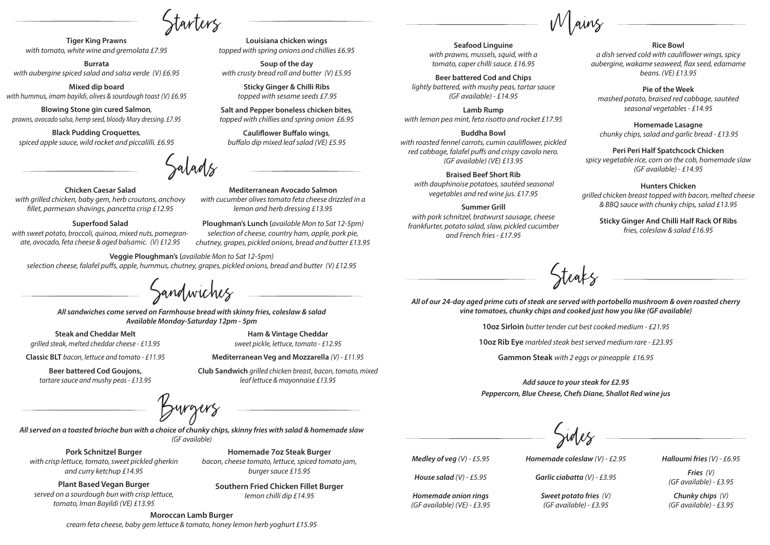# Starters

**Tiger King Prawns**
*with tomato, white wine and gremolata £7.95*

**Burrata**
*with aubergine spiced salad and salsa verde (V) £6.95*

**Mixed dip board**
*with hummus, imam bayildi, olives & sourdough toast (V) £6.95*

**Blowing Stone gin cured Salmon**,
*prawns, avocado salsa, hemp seed, bloody Mary dressing. £7.95*

**Black Pudding Croquettes**,
*spiced apple sauce, wild rocket and piccalilli. £6.95*

**Louisiana chicken wings**
*topped with spring onions and chillies £6.95*

**Soup of the day**
*with crusty bread roll and butter (V) £5.95*

**Sticky Ginger & Chilli Ribs**
*topped with sesame seeds £7.95*

**Salt and Pepper boneless chicken bites**,
*topped with chillies and spring onion £6.95*

**Cauliflower Buffalo wings**,
*buffalo dip mixed leaf salad (VE) £5.95*

# Salads

**Chicken Caesar Salad**
*with grilled chicken, baby gem, herb croutons, anchovy fillet, parmesan shavings, pancetta crisp £12.95*

**Superfood Salad**
*with sweet potato, broccoli, quinoa, mixed nuts, pomegranate, avocado, feta cheese & aged balsamic. (V) £12.95*

**Mediterranean Avocado Salmon**
*with cucumber olives tomato feta cheese drizzled in a lemon and herb dressing £13.95*

**Ploughman's Lunch** (*available Mon to Sat 12-5pm)*
*selection of cheese, country ham, apple, pork pie, chutney, grapes, pickled onions, bread and butter £13.95*

**Veggie Ploughman's** (*available Mon to Sat 12-5pm)*
*selection cheese, falafel puffs, apple, hummus, chutney, grapes, pickled onions, bread and butter (V) £12.95*

# Sandwiches

***All sandwiches come served on Farmhouse bread with skinny fries, coleslaw & salad***
***Available Monday-Saturday 12pm - 5pm***

**Steak and Cheddar Melt**
*grilled steak, melted cheddar cheese - £13.95*

**Classic BLT** *bacon, lettuce and tomato - £11.95*

**Beer battered Cod Goujons**,
*tartare sauce and mushy peas - £13.95*

**Ham & Vintage Cheddar**
*sweet pickle, lettuce, tomato - £12.95*

**Mediterranean Veg and Mozzarella** *(V) - £11.95*

**Club Sandwich** *grilled chicken breast, bacon, tomato, mixed leaf lettuce & mayonnaise £13.95*

# Burgers

***All served on a toasted brioche bun with a choice of chunky chips, skinny fries with salad & homemade slaw***
*(GF available)*

**Pork Schnitzel Burger**
*with crisp lettuce, tomato, sweet pickled gherkin and curry ketchup £14.95*

**Plant Based Vegan Burger**
*served on a sourdough bun with crisp lettuce, tomato, Iman Bayildi (VE) £13.95*

**Homemade 7oz Steak Burger**
*bacon, cheese tomato, lettuce, spiced tomato jam, burger sauce £15.95*

**Southern Fried Chicken Fillet Burger**
*lemon chilli dip £14.95*

**Moroccan Lamb Burger**
*cream feta cheese, baby gem lettuce & tomato, honey lemon herb yoghurt £15.95*

# Mains

**Seafood Linguine**
*with prawns, mussels, squid, with a tomato, caper chilli sauce. £16.95*

**Beer battered Cod and Chips**
*lightly battered, with mushy peas, tartar sauce (GF available) - £14.95*

**Lamb Rump**
*with lemon pea mint, feta risotto and rocket £17.95*

**Buddha Bowl**
*with roasted fennel carrots, cumin cauliflower, pickled red cabbage, falafel puffs and crispy cavolo nero. (GF available) (VE) £13.95*

**Braised Beef Short Rib**
*with dauphinoise potatoes, sautéed seasonal vegetables and red wine jus. £17.95*

**Summer Grill**
*with pork schnitzel, bratwurst sausage, cheese frankfurter, potato salad, slaw, pickled cucumber and French fries - £17.95*

**Rice Bowl**
*a dish served cold with cauliflower wings, spicy aubergine, wakame seaweed, flax seed, edamame beans. (VE) £13.95*

**Pie of the Week**
*mashed potato, braised red cabbage, sautéed seasonal vegetables - £14.95*

**Homemade Lasagne**
*chunky chips, salad and garlic bread - £13.95*

**Peri Peri Half Spatchcock Chicken**
*spicy vegetable rice, corn on the cob, homemade slaw (GF available) - £14.95*

**Hunters Chicken**
*grilled chicken breast topped with bacon, melted cheese & BBQ sauce with chunky chips, salad £13.95*

**Sticky Ginger And Chilli Half Rack Of Ribs**
*fries, coleslaw & salad £16.95*

# Steaks

***All of our 24-day aged prime cuts of steak are served with portobello mushroom & oven roasted cherry vine tomatoes, chunky chips and cooked just how you like (GF available)***

**10oz Sirloin** *butter tender cut best cooked medium - £21.95*

**10oz Rib Eye** *marbled steak best served medium rare - £23.95*

**Gammon Steak** *with 2 eggs or pineapple £16.95*

***Add sauce to your steak for £2.95***
***Peppercorn, Blue Cheese, Chefs Diane, Shallot Red wine jus***

# Sides

***Medley of veg** (V) - £5.95*

***House salad** (V) - £5.95*

***Homemade onion rings** (GF available) (VE) - £3.95*

***Homemade coleslaw** (V) - £2.95*

***Garlic ciabatta** (V) - £3.95*

***Sweet potato fries** (V) (GF available) - £3.95*

***Halloumi fries** (V) - £6.95*

***Fries** (V) (GF available) - £3.95*

***Chunky chips** (V) (GF available) - £3.95*